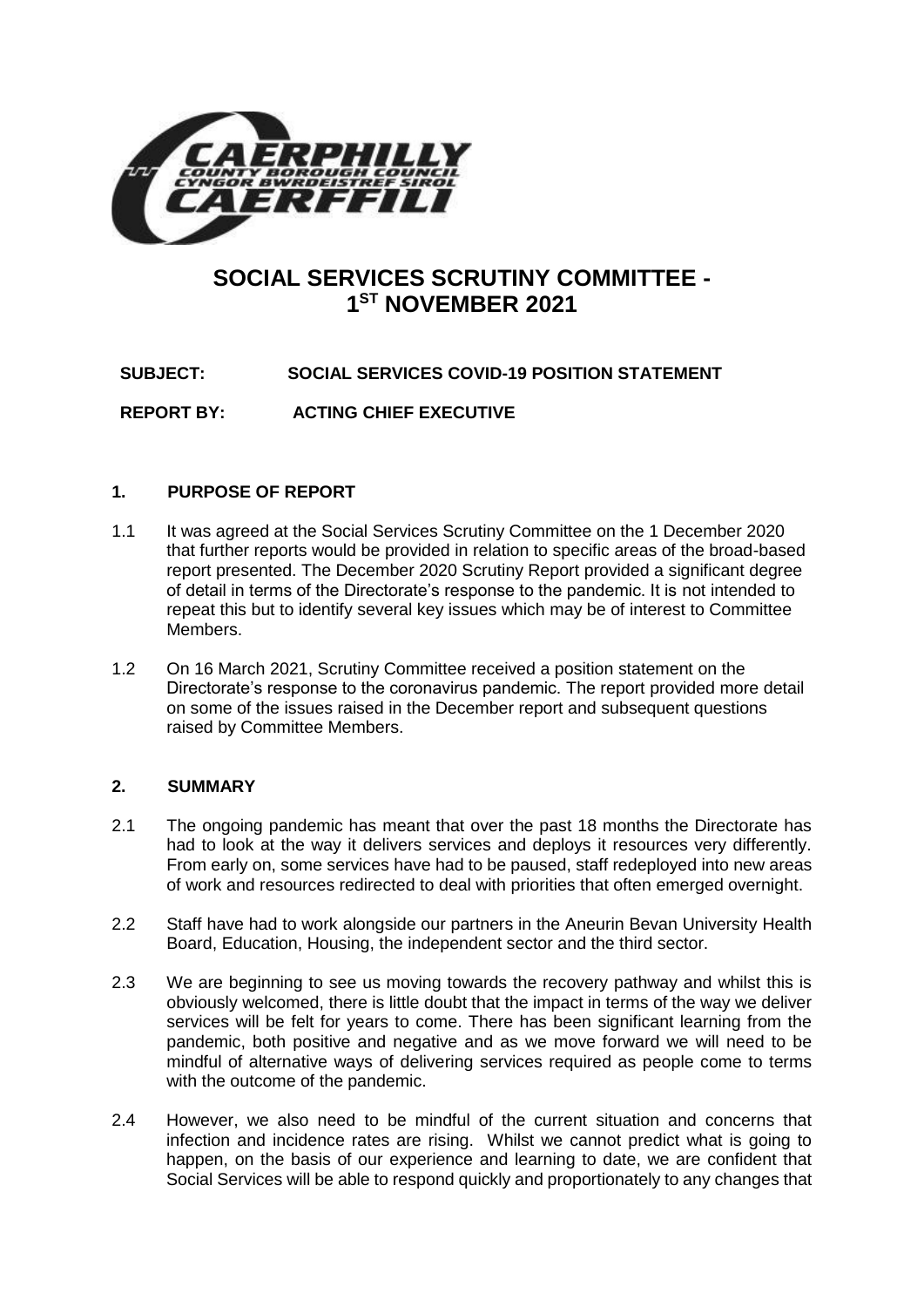# SOCIAL SERVICES SCRUTINY COMMITTEE - 1ST NOVEMBER 2021

**SUBJECT: SOCIAL SERVICES COVID-19 POSITION STATEMENT**

**REPORT BY: ACTING CHIEF EXECUTIVE**

## 1. PURPOSE OF REPORT

1.1 It was agreed at the Social Services Scrutiny Committee on the 1 December 2020 that further reports would be provided in relation to specific areas of the broad-based report presented. The December 2020 Scrutiny Report provided a significant degree of detail in terms of the Directorate's response to the pandemic. It is not intended to repeat this but to identify several key issues which may be of interest to Committee Members.

1.2 On 16 March 2021, Scrutiny Committee received a position statement on the Directorate's response to the coronavirus pandemic. The report provided more detail on some of the issues raised in the December report and subsequent questions raised by Committee Members.

## 2. SUMMARY

2.1 The ongoing pandemic has meant that over the past 18 months the Directorate has had to look at the way it delivers services and deploys it resources very differently. From early on, some services have had to be paused, staff redeployed into new areas of work and resources redirected to deal with priorities that often emerged overnight.

2.2 Staff have had to work alongside our partners in the Aneurin Bevan University Health Board, Education, Housing, the independent sector and the third sector.

2.3 We are beginning to see us moving towards the recovery pathway and whilst this is obviously welcomed, there is little doubt that the impact in terms of the way we deliver services will be felt for years to come. There has been significant learning from the pandemic, both positive and negative and as we move forward we will need to be mindful of alternative ways of delivering services required as people come to terms with the outcome of the pandemic.

2.4 However, we also need to be mindful of the current situation and concerns that infection and incidence rates are rising. Whilst we cannot predict what is going to happen, on the basis of our experience and learning to date, we are confident that Social Services will be able to respond quickly and proportionately to any changes that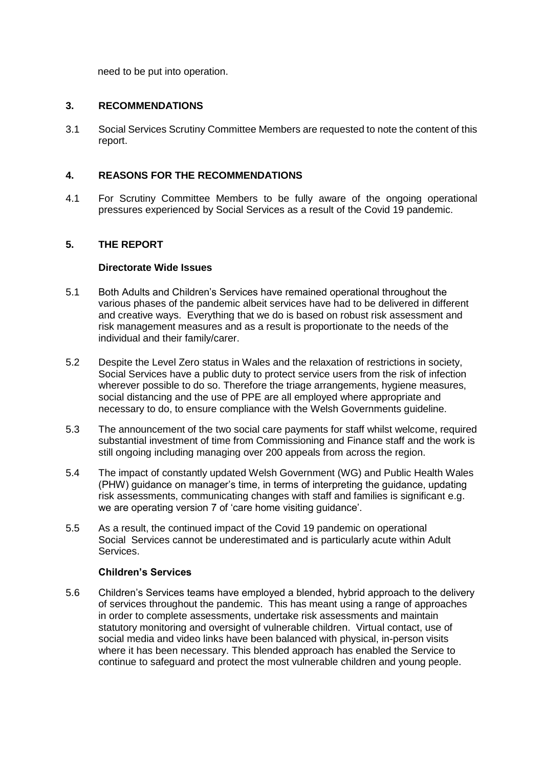need to be put into operation.

## 3. RECOMMENDATIONS

3.1 Social Services Scrutiny Committee Members are requested to note the content of this report.

## 4. REASONS FOR THE RECOMMENDATIONS

4.1 For Scrutiny Committee Members to be fully aware of the ongoing operational pressures experienced by Social Services as a result of the Covid 19 pandemic.

## 5. THE REPORT

### Directorate Wide Issues

5.1 Both Adults and Children's Services have remained operational throughout the various phases of the pandemic albeit services have had to be delivered in different and creative ways. Everything that we do is based on robust risk assessment and risk management measures and as a result is proportionate to the needs of the individual and their family/carer.

5.2 Despite the Level Zero status in Wales and the relaxation of restrictions in society, Social Services have a public duty to protect service users from the risk of infection wherever possible to do so. Therefore the triage arrangements, hygiene measures, social distancing and the use of PPE are all employed where appropriate and necessary to do, to ensure compliance with the Welsh Governments guideline.

5.3 The announcement of the two social care payments for staff whilst welcome, required substantial investment of time from Commissioning and Finance staff and the work is still ongoing including managing over 200 appeals from across the region.

5.4 The impact of constantly updated Welsh Government (WG) and Public Health Wales (PHW) guidance on manager's time, in terms of interpreting the guidance, updating risk assessments, communicating changes with staff and families is significant e.g. we are operating version 7 of 'care home visiting guidance'.

5.5 As a result, the continued impact of the Covid 19 pandemic on operational Social Services cannot be underestimated and is particularly acute within Adult Services.

### Children's Services

5.6 Children's Services teams have employed a blended, hybrid approach to the delivery of services throughout the pandemic. This has meant using a range of approaches in order to complete assessments, undertake risk assessments and maintain statutory monitoring and oversight of vulnerable children. Virtual contact, use of social media and video links have been balanced with physical, in-person visits where it has been necessary. This blended approach has enabled the Service to continue to safeguard and protect the most vulnerable children and young people.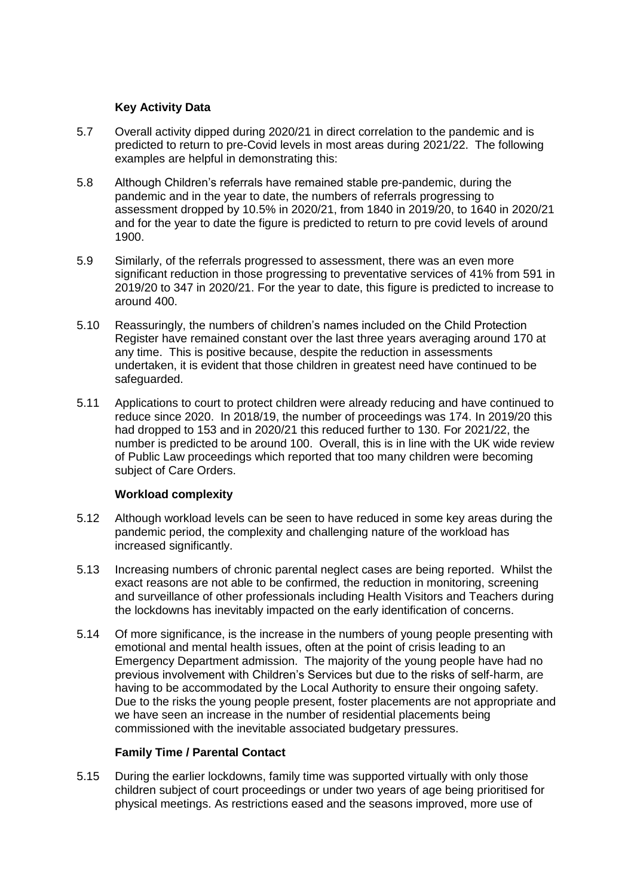### Key Activity Data

5.7 Overall activity dipped during 2020/21 in direct correlation to the pandemic and is predicted to return to pre-Covid levels in most areas during 2021/22. The following examples are helpful in demonstrating this:

5.8 Although Children's referrals have remained stable pre-pandemic, during the pandemic and in the year to date, the numbers of referrals progressing to assessment dropped by 10.5% in 2020/21, from 1840 in 2019/20, to 1640 in 2020/21 and for the year to date the figure is predicted to return to pre covid levels of around 1900.

5.9 Similarly, of the referrals progressed to assessment, there was an even more significant reduction in those progressing to preventative services of 41% from 591 in 2019/20 to 347 in 2020/21. For the year to date, this figure is predicted to increase to around 400.

5.10 Reassuringly, the numbers of children's names included on the Child Protection Register have remained constant over the last three years averaging around 170 at any time. This is positive because, despite the reduction in assessments undertaken, it is evident that those children in greatest need have continued to be safeguarded.

5.11 Applications to court to protect children were already reducing and have continued to reduce since 2020. In 2018/19, the number of proceedings was 174. In 2019/20 this had dropped to 153 and in 2020/21 this reduced further to 130. For 2021/22, the number is predicted to be around 100. Overall, this is in line with the UK wide review of Public Law proceedings which reported that too many children were becoming subject of Care Orders.

### Workload complexity

5.12 Although workload levels can be seen to have reduced in some key areas during the pandemic period, the complexity and challenging nature of the workload has increased significantly.

5.13 Increasing numbers of chronic parental neglect cases are being reported. Whilst the exact reasons are not able to be confirmed, the reduction in monitoring, screening and surveillance of other professionals including Health Visitors and Teachers during the lockdowns has inevitably impacted on the early identification of concerns.

5.14 Of more significance, is the increase in the numbers of young people presenting with emotional and mental health issues, often at the point of crisis leading to an Emergency Department admission. The majority of the young people have had no previous involvement with Children's Services but due to the risks of self-harm, are having to be accommodated by the Local Authority to ensure their ongoing safety. Due to the risks the young people present, foster placements are not appropriate and we have seen an increase in the number of residential placements being commissioned with the inevitable associated budgetary pressures.

### Family Time / Parental Contact

5.15 During the earlier lockdowns, family time was supported virtually with only those children subject of court proceedings or under two years of age being prioritised for physical meetings. As restrictions eased and the seasons improved, more use of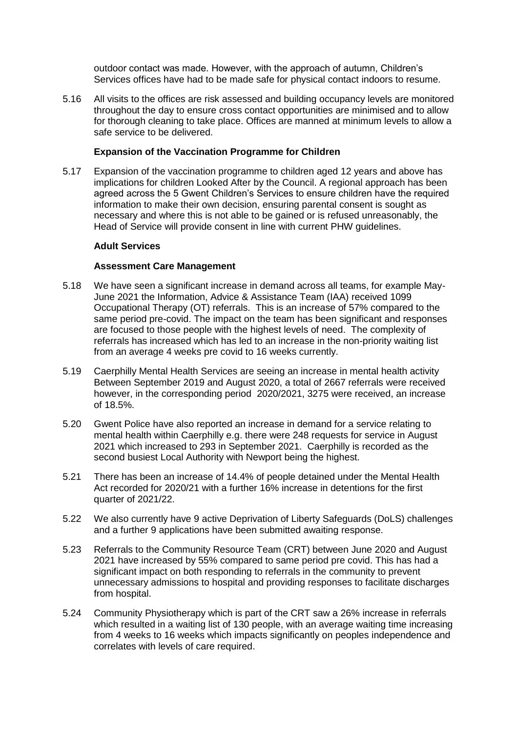outdoor contact was made. However, with the approach of autumn, Children's Services offices have had to be made safe for physical contact indoors to resume.

5.16 All visits to the offices are risk assessed and building occupancy levels are monitored throughout the day to ensure cross contact opportunities are minimised and to allow for thorough cleaning to take place. Offices are manned at minimum levels to allow a safe service to be delivered.

**Expansion of the Vaccination Programme for Children**

5.17 Expansion of the vaccination programme to children aged 12 years and above has implications for children Looked After by the Council. A regional approach has been agreed across the 5 Gwent Children's Services to ensure children have the required information to make their own decision, ensuring parental consent is sought as necessary and where this is not able to be gained or is refused unreasonably, the Head of Service will provide consent in line with current PHW guidelines.

**Adult Services**

**Assessment Care Management**

5.18 We have seen a significant increase in demand across all teams, for example May-June 2021 the Information, Advice & Assistance Team (IAA) received 1099 Occupational Therapy (OT) referrals. This is an increase of 57% compared to the same period pre-covid. The impact on the team has been significant and responses are focused to those people with the highest levels of need. The complexity of referrals has increased which has led to an increase in the non-priority waiting list from an average 4 weeks pre covid to 16 weeks currently.

5.19 Caerphilly Mental Health Services are seeing an increase in mental health activity Between September 2019 and August 2020, a total of 2667 referrals were received however, in the corresponding period 2020/2021, 3275 were received, an increase of 18.5%.

5.20 Gwent Police have also reported an increase in demand for a service relating to mental health within Caerphilly e.g. there were 248 requests for service in August 2021 which increased to 293 in September 2021. Caerphilly is recorded as the second busiest Local Authority with Newport being the highest.

5.21 There has been an increase of 14.4% of people detained under the Mental Health Act recorded for 2020/21 with a further 16% increase in detentions for the first quarter of 2021/22.

5.22 We also currently have 9 active Deprivation of Liberty Safeguards (DoLS) challenges and a further 9 applications have been submitted awaiting response.

5.23 Referrals to the Community Resource Team (CRT) between June 2020 and August 2021 have increased by 55% compared to same period pre covid. This has had a significant impact on both responding to referrals in the community to prevent unnecessary admissions to hospital and providing responses to facilitate discharges from hospital.

5.24 Community Physiotherapy which is part of the CRT saw a 26% increase in referrals which resulted in a waiting list of 130 people, with an average waiting time increasing from 4 weeks to 16 weeks which impacts significantly on peoples independence and correlates with levels of care required.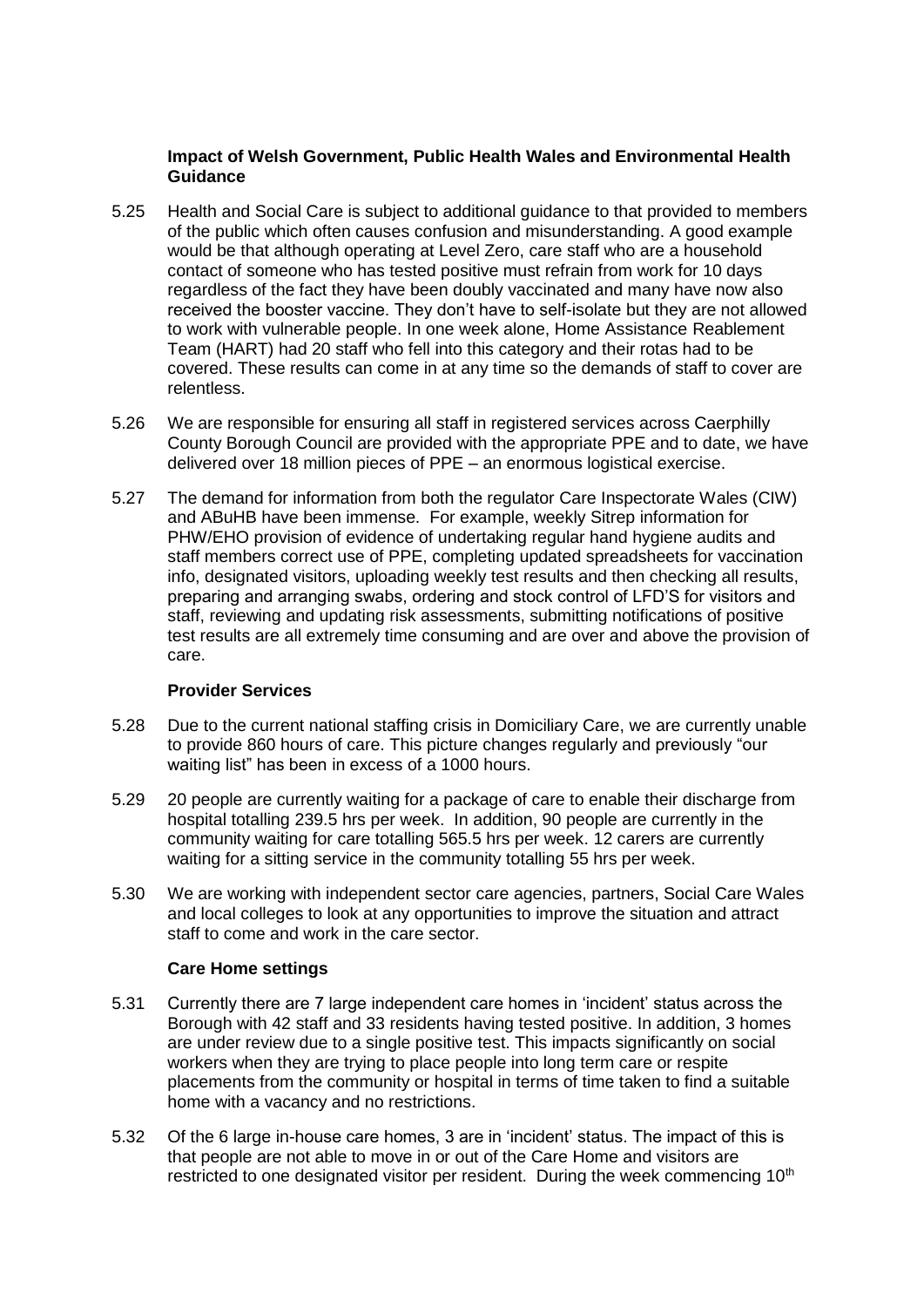**Impact of Welsh Government, Public Health Wales and Environmental Health Guidance**

5.25 Health and Social Care is subject to additional guidance to that provided to members of the public which often causes confusion and misunderstanding. A good example would be that although operating at Level Zero, care staff who are a household contact of someone who has tested positive must refrain from work for 10 days regardless of the fact they have been doubly vaccinated and many have now also received the booster vaccine. They don't have to self-isolate but they are not allowed to work with vulnerable people. In one week alone, Home Assistance Reablement Team (HART) had 20 staff who fell into this category and their rotas had to be covered. These results can come in at any time so the demands of staff to cover are relentless.

5.26 We are responsible for ensuring all staff in registered services across Caerphilly County Borough Council are provided with the appropriate PPE and to date, we have delivered over 18 million pieces of PPE – an enormous logistical exercise.

5.27 The demand for information from both the regulator Care Inspectorate Wales (CIW) and ABuHB have been immense. For example, weekly Sitrep information for PHW/EHO provision of evidence of undertaking regular hand hygiene audits and staff members correct use of PPE, completing updated spreadsheets for vaccination info, designated visitors, uploading weekly test results and then checking all results, preparing and arranging swabs, ordering and stock control of LFD'S for visitors and staff, reviewing and updating risk assessments, submitting notifications of positive test results are all extremely time consuming and are over and above the provision of care.

**Provider Services**

5.28 Due to the current national staffing crisis in Domiciliary Care, we are currently unable to provide 860 hours of care. This picture changes regularly and previously "our waiting list" has been in excess of a 1000 hours.

5.29 20 people are currently waiting for a package of care to enable their discharge from hospital totalling 239.5 hrs per week. In addition, 90 people are currently in the community waiting for care totalling 565.5 hrs per week. 12 carers are currently waiting for a sitting service in the community totalling 55 hrs per week.

5.30 We are working with independent sector care agencies, partners, Social Care Wales and local colleges to look at any opportunities to improve the situation and attract staff to come and work in the care sector.

**Care Home settings**

5.31 Currently there are 7 large independent care homes in 'incident' status across the Borough with 42 staff and 33 residents having tested positive. In addition, 3 homes are under review due to a single positive test. This impacts significantly on social workers when they are trying to place people into long term care or respite placements from the community or hospital in terms of time taken to find a suitable home with a vacancy and no restrictions.

5.32 Of the 6 large in-house care homes, 3 are in 'incident' status. The impact of this is that people are not able to move in or out of the Care Home and visitors are restricted to one designated visitor per resident. During the week commencing 10th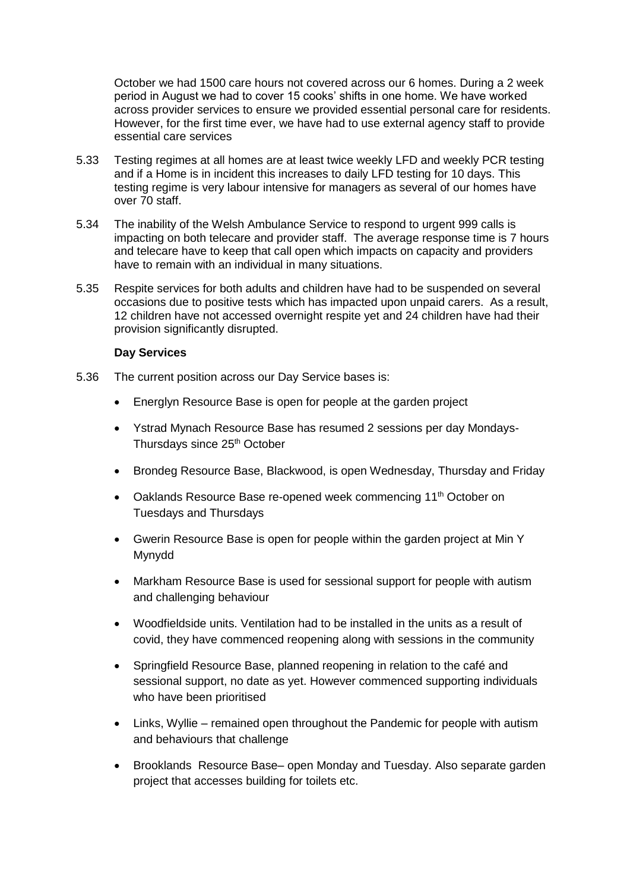October we had 1500 care hours not covered across our 6 homes. During a 2 week period in August we had to cover 15 cooks' shifts in one home. We have worked across provider services to ensure we provided essential personal care for residents. However, for the first time ever, we have had to use external agency staff to provide essential care services

5.33 Testing regimes at all homes are at least twice weekly LFD and weekly PCR testing and if a Home is in incident this increases to daily LFD testing for 10 days. This testing regime is very labour intensive for managers as several of our homes have over 70 staff.

5.34 The inability of the Welsh Ambulance Service to respond to urgent 999 calls is impacting on both telecare and provider staff. The average response time is 7 hours and telecare have to keep that call open which impacts on capacity and providers have to remain with an individual in many situations.

5.35 Respite services for both adults and children have had to be suspended on several occasions due to positive tests which has impacted upon unpaid carers. As a result, 12 children have not accessed overnight respite yet and 24 children have had their provision significantly disrupted.

**Day Services**

5.36 The current position across our Day Service bases is:

- Energlyn Resource Base is open for people at the garden project
- Ystrad Mynach Resource Base has resumed 2 sessions per day Mondays-Thursdays since 25th October
- Brondeg Resource Base, Blackwood, is open Wednesday, Thursday and Friday
- Oaklands Resource Base re-opened week commencing 11th October on Tuesdays and Thursdays
- Gwerin Resource Base is open for people within the garden project at Min Y Mynydd
- Markham Resource Base is used for sessional support for people with autism and challenging behaviour
- Woodfieldside units. Ventilation had to be installed in the units as a result of covid, they have commenced reopening along with sessions in the community
- Springfield Resource Base, planned reopening in relation to the café and sessional support, no date as yet. However commenced supporting individuals who have been prioritised
- Links, Wyllie – remained open throughout the Pandemic for people with autism and behaviours that challenge
- Brooklands Resource Base– open Monday and Tuesday. Also separate garden project that accesses building for toilets etc.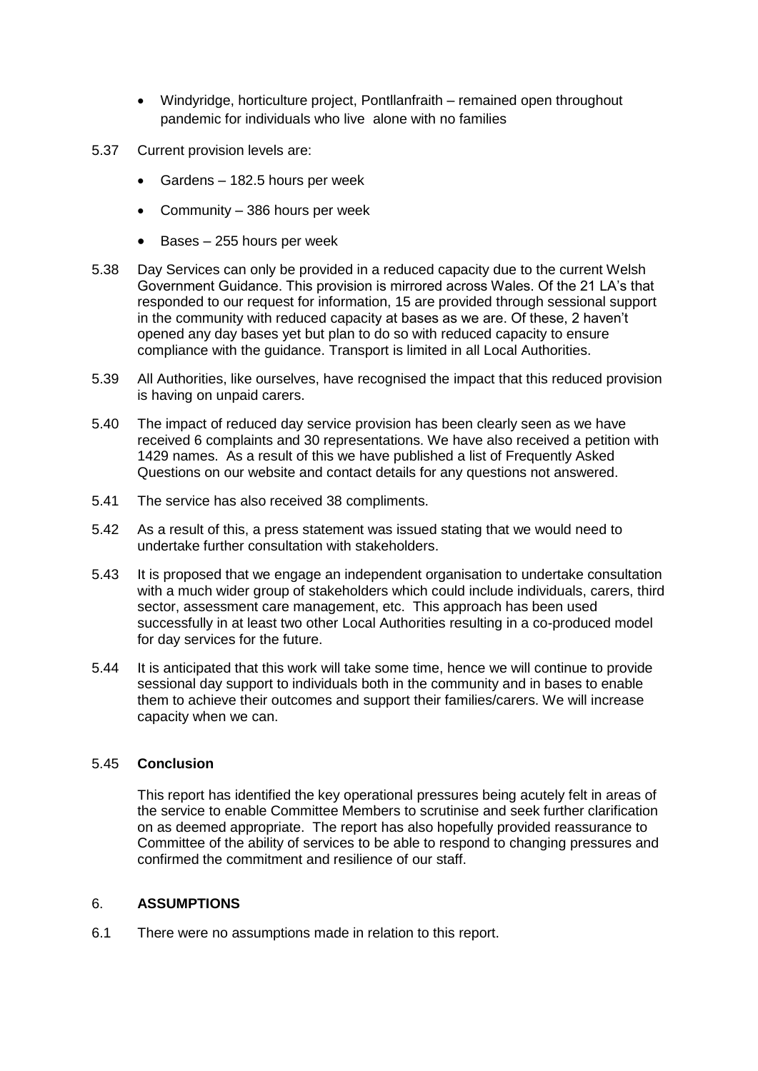- Windyridge, horticulture project, Pontllanfraith – remained open throughout pandemic for individuals who live alone with no families

5.37 Current provision levels are:

- Gardens – 182.5 hours per week
- Community – 386 hours per week
- Bases – 255 hours per week

5.38 Day Services can only be provided in a reduced capacity due to the current Welsh Government Guidance. This provision is mirrored across Wales. Of the 21 LA's that responded to our request for information, 15 are provided through sessional support in the community with reduced capacity at bases as we are. Of these, 2 haven't opened any day bases yet but plan to do so with reduced capacity to ensure compliance with the guidance. Transport is limited in all Local Authorities.

5.39 All Authorities, like ourselves, have recognised the impact that this reduced provision is having on unpaid carers.

5.40 The impact of reduced day service provision has been clearly seen as we have received 6 complaints and 30 representations. We have also received a petition with 1429 names. As a result of this we have published a list of Frequently Asked Questions on our website and contact details for any questions not answered.

5.41 The service has also received 38 compliments.

5.42 As a result of this, a press statement was issued stating that we would need to undertake further consultation with stakeholders.

5.43 It is proposed that we engage an independent organisation to undertake consultation with a much wider group of stakeholders which could include individuals, carers, third sector, assessment care management, etc. This approach has been used successfully in at least two other Local Authorities resulting in a co-produced model for day services for the future.

5.44 It is anticipated that this work will take some time, hence we will continue to provide sessional day support to individuals both in the community and in bases to enable them to achieve their outcomes and support their families/carers. We will increase capacity when we can.

5.45 **Conclusion**

This report has identified the key operational pressures being acutely felt in areas of the service to enable Committee Members to scrutinise and seek further clarification on as deemed appropriate. The report has also hopefully provided reassurance to Committee of the ability of services to be able to respond to changing pressures and confirmed the commitment and resilience of our staff.

## 6. **ASSUMPTIONS**

6.1 There were no assumptions made in relation to this report.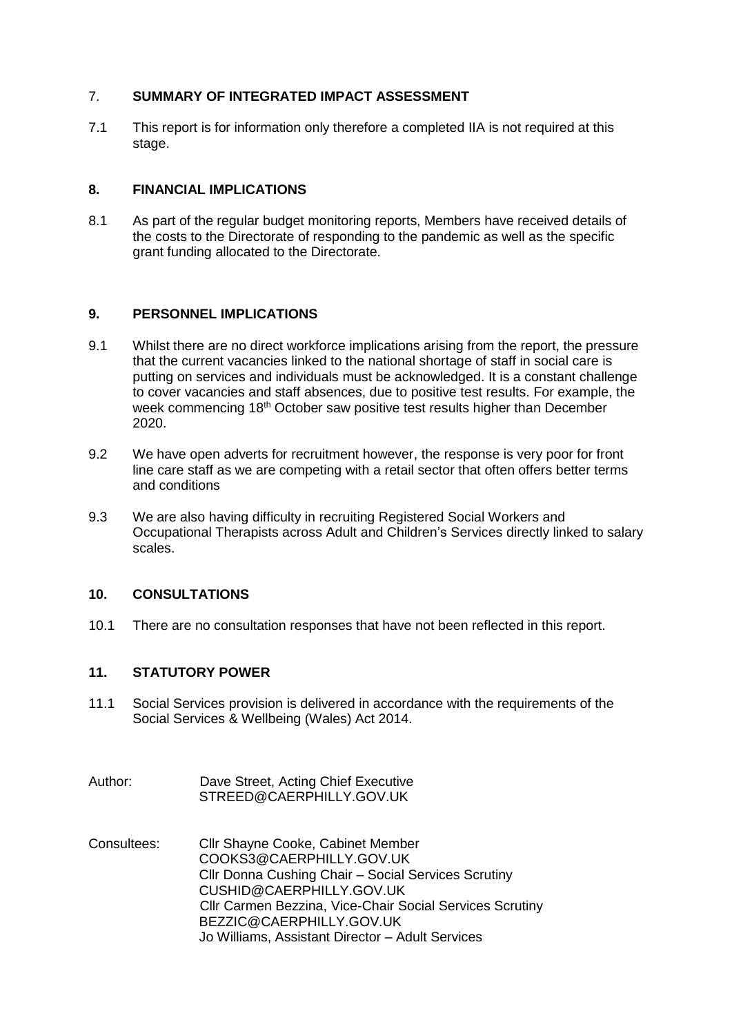## 7. SUMMARY OF INTEGRATED IMPACT ASSESSMENT

7.1 This report is for information only therefore a completed IIA is not required at this stage.

## 8. FINANCIAL IMPLICATIONS

8.1 As part of the regular budget monitoring reports, Members have received details of the costs to the Directorate of responding to the pandemic as well as the specific grant funding allocated to the Directorate.

## 9. PERSONNEL IMPLICATIONS

9.1 Whilst there are no direct workforce implications arising from the report, the pressure that the current vacancies linked to the national shortage of staff in social care is putting on services and individuals must be acknowledged. It is a constant challenge to cover vacancies and staff absences, due to positive test results. For example, the week commencing 18th October saw positive test results higher than December 2020.

9.2 We have open adverts for recruitment however, the response is very poor for front line care staff as we are competing with a retail sector that often offers better terms and conditions

9.3 We are also having difficulty in recruiting Registered Social Workers and Occupational Therapists across Adult and Children's Services directly linked to salary scales.

## 10. CONSULTATIONS

10.1 There are no consultation responses that have not been reflected in this report.

## 11. STATUTORY POWER

11.1 Social Services provision is delivered in accordance with the requirements of the Social Services & Wellbeing (Wales) Act 2014.

Author: Dave Street, Acting Chief Executive
STREED@CAERPHILLY.GOV.UK

Consultees: Cllr Shayne Cooke, Cabinet Member
COOKS3@CAERPHILLY.GOV.UK
Cllr Donna Cushing Chair – Social Services Scrutiny
CUSHID@CAERPHILLY.GOV.UK
Cllr Carmen Bezzina, Vice-Chair Social Services Scrutiny
BEZZIC@CAERPHILLY.GOV.UK
Jo Williams, Assistant Director – Adult Services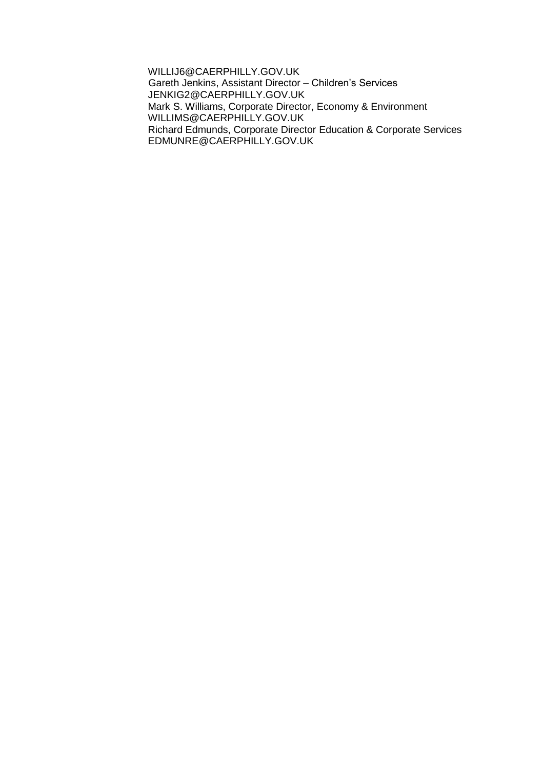WILLIJ6@CAERPHILLY.GOV.UK
Gareth Jenkins, Assistant Director – Children's Services
JENKIG2@CAERPHILLY.GOV.UK
Mark S. Williams, Corporate Director, Economy & Environment
WILLIMS@CAERPHILLY.GOV.UK
Richard Edmunds, Corporate Director Education & Corporate Services
EDMUNRE@CAERPHILLY.GOV.UK